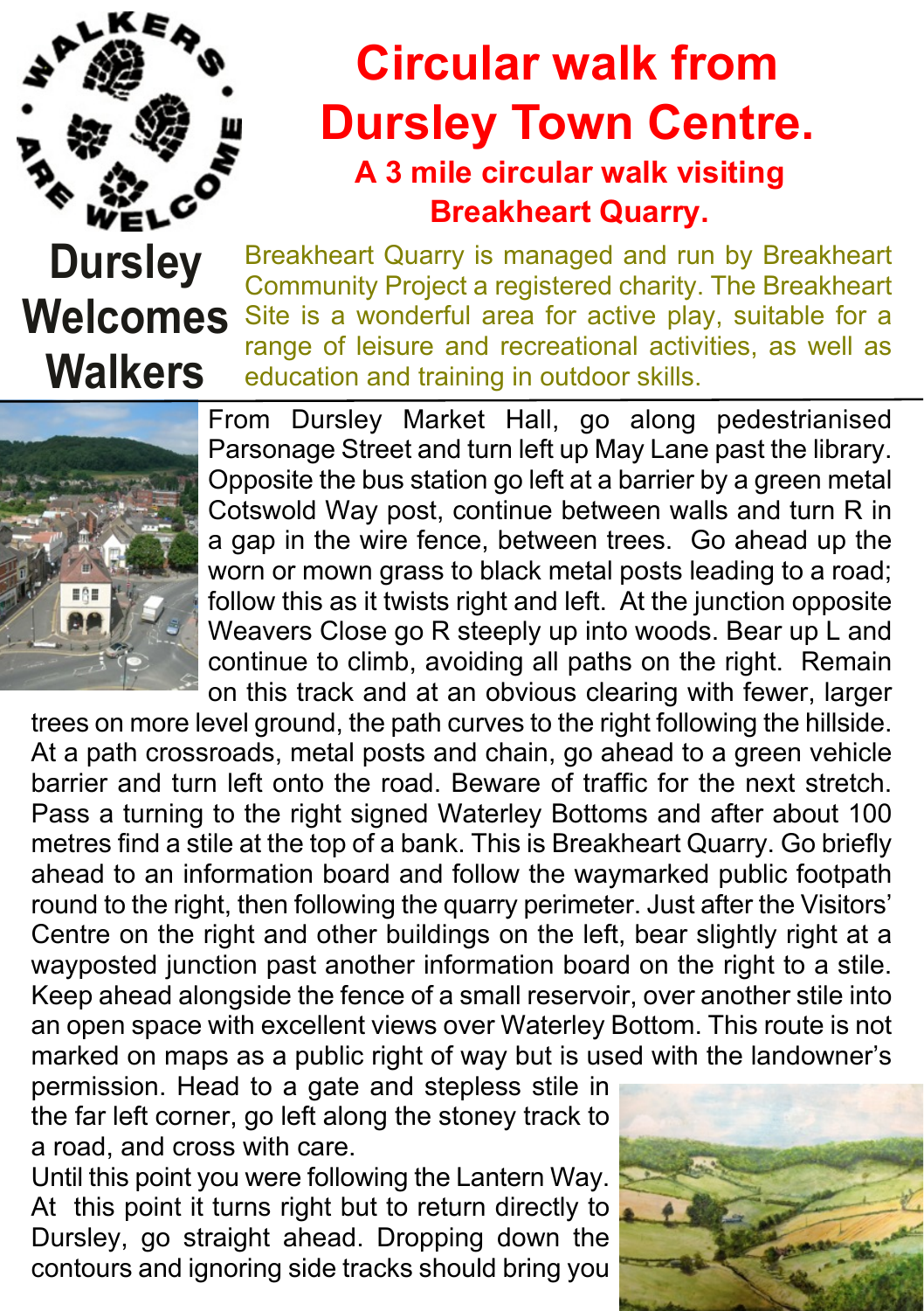# Circular walk from Dursley Town Centre.

### A 3 mile circular walk visiting Breakheart Quarry.

**Dursley Welcomes Walkers**

Breakheart Quarry is managed and run by Breakheart Community Project a registered charity. The Breakheart Site is a wonderful area for active play, suitable for a range of leisure and recreational activities, as well as education and training in outdoor skills.

From Dursley Market Hall, go along pedestrianised Parsonage Street and turn left up May Lane past the library. Opposite the bus station go left at a barrier by a green metal Cotswold Way post, continue between walls and turn R in a gap in the wire fence, between trees. Go ahead up the worn or mown grass to black metal posts leading to a road; follow this as it twists right and left. At the junction opposite Weavers Close go R steeply up into woods. Bear up L and continue to climb, avoiding all paths on the right. Remain on this track and at an obvious clearing with fewer, larger trees on more level ground, the path curves to the right following the hillside. At a path crossroads, metal posts and chain, go ahead to a green vehicle barrier and turn left onto the road. Beware of traffic for the next stretch. Pass a turning to the right signed Waterley Bottoms and after about 100 metres find a stile at the top of a bank. This is Breakheart Quarry. Go briefly ahead to an information board and follow the waymarked public footpath round to the right, then following the quarry perimeter. Just after the Visitors' Centre on the right and other buildings on the left, bear slightly right at a wayposted junction past another information board on the right to a stile. Keep ahead alongside the fence of a small reservoir, over another stile into an open space with excellent views over Waterley Bottom. This route is not marked on maps as a public right of way but is used with the landowner's permission. Head to a gate and stepless stile in the far left corner, go left along the stoney track to a road, and cross with care.

Until this point you were following the Lantern Way. At this point it turns right but to return directly to Dursley, go straight ahead. Dropping down the contours and ignoring side tracks should bring you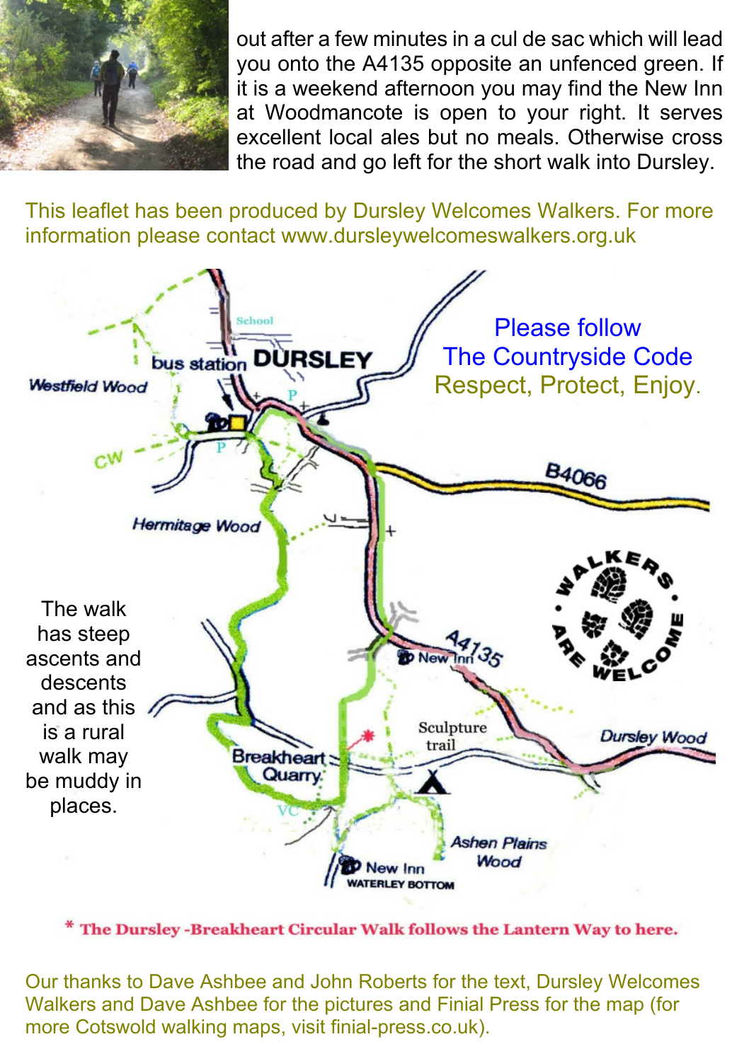out after a few minutes in a cul de sac which will lead you onto the A4135 opposite an unfenced green. If it is a weekend afternoon you may find the New Inn at Woodmancote is open to your right. It serves excellent local ales but no meals. Otherwise cross the road and go left for the short walk into Dursley.

This leaflet has been produced by Dursley Welcomes Walkers. For more information please contact www.dursleywelcomeswalkers.org.uk

Please follow
The Countryside Code
Respect, Protect, Enjoy.

The walk has steep ascents and descents and as this is a rural walk may be muddy in places.

School
bus station
DURSLEY
Westfield Wood
CW
P
B4066
Hermitage Wood
A4135
New Inn
Sculpture trail
Dursley Wood
Breakheart Quarry
VC
Ashen Plains Wood
New Inn
WATERLEY BOTTOM
WALKERS ARE WELCOME

\* The Dursley -Breakheart Circular Walk follows the Lantern Way to here.

Our thanks to Dave Ashbee and John Roberts for the text, Dursley Welcomes Walkers and Dave Ashbee for the pictures and Finial Press for the map (for more Cotswold walking maps, visit finial-press.co.uk).